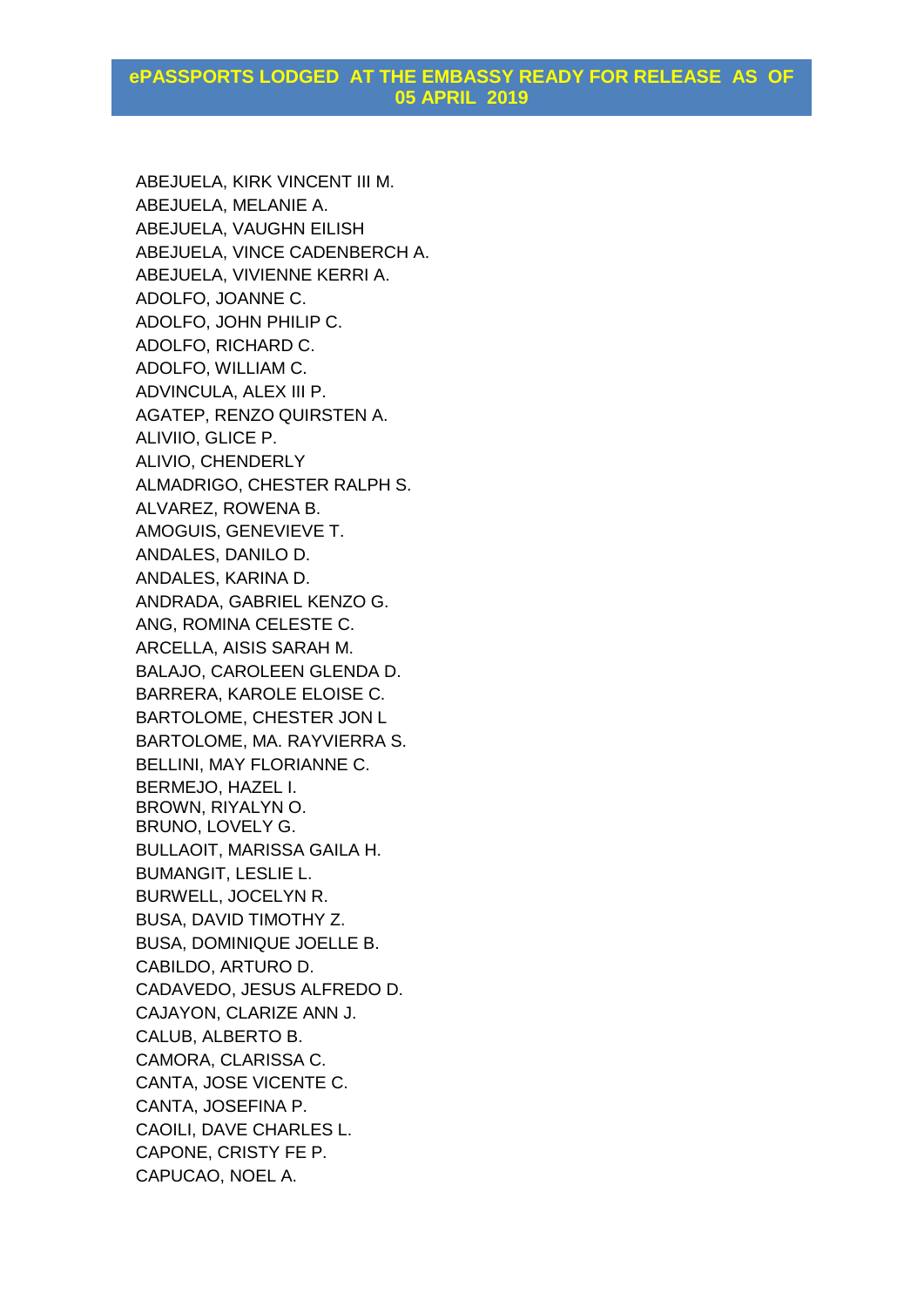# ePASSPORTS LODGED AT THE EMBASSY READY FOR RELEASE AS OF 05 APRIL 2019

ABEJUELA, KIRK VINCENT III M.
ABEJUELA, MELANIE A.
ABEJUELA, VAUGHN EILISH
ABEJUELA, VINCE CADENBERCH A.
ABEJUELA, VIVIENNE KERRI A.
ADOLFO, JOANNE C.
ADOLFO, JOHN PHILIP C.
ADOLFO, RICHARD C.
ADOLFO, WILLIAM C.
ADVINCULA, ALEX III P.
AGATEP, RENZO QUIRSTEN A.
ALIVIIO, GLICE P.
ALIVIO, CHENDERLY
ALMADRIGO, CHESTER RALPH S.
ALVAREZ, ROWENA B.
AMOGUIS, GENEVIEVE T.
ANDALES, DANILO D.
ANDALES, KARINA D.
ANDRADA, GABRIEL KENZO G.
ANG, ROMINA CELESTE C.
ARCELLA, AISIS SARAH M.
BALAJO, CAROLEEN GLENDA D.
BARRERA, KAROLE ELOISE C.
BARTOLOME, CHESTER JON L
BARTOLOME, MA. RAYVIERRA S.
BELLINI, MAY FLORIANNE C.
BERMEJO, HAZEL I.
BROWN, RIYALYN O.
BRUNO, LOVELY G.
BULLAOIT, MARISSA GAILA H.
BUMANGIT, LESLIE L.
BURWELL, JOCELYN R.
BUSA, DAVID TIMOTHY Z.
BUSA, DOMINIQUE JOELLE B.
CABILDO, ARTURO D.
CADAVEDO, JESUS ALFREDO D.
CAJAYON, CLARIZE ANN J.
CALUB, ALBERTO B.
CAMORA, CLARISSA C.
CANTA, JOSE VICENTE C.
CANTA, JOSEFINA P.
CAOILI, DAVE CHARLES L.
CAPONE, CRISTY FE P.
CAPUCAO, NOEL A.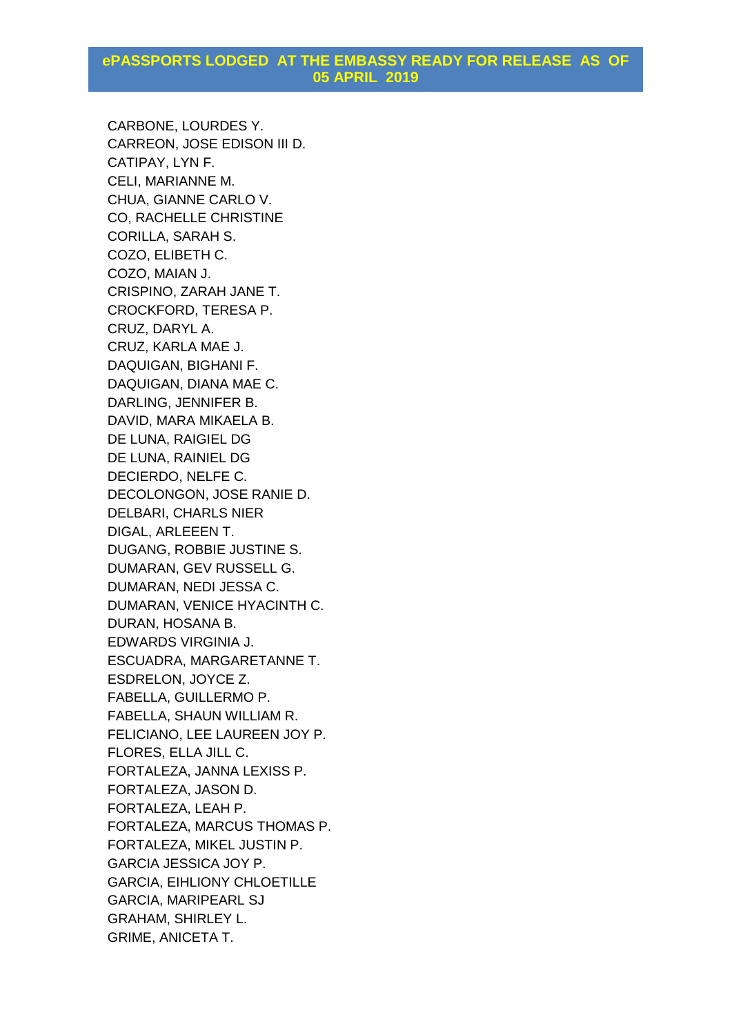# ePASSPORTS LODGED AT THE EMBASSY READY FOR RELEASE AS OF 05 APRIL 2019

CARBONE, LOURDES Y.
CARREON, JOSE EDISON III D.
CATIPAY, LYN F.
CELI, MARIANNE M.
CHUA, GIANNE CARLO V.
CO, RACHELLE CHRISTINE
CORILLA, SARAH S.
COZO, ELIBETH C.
COZO, MAIAN J.
CRISPINO, ZARAH JANE T.
CROCKFORD, TERESA P.
CRUZ, DARYL A.
CRUZ, KARLA MAE J.
DAQUIGAN, BIGHANI F.
DAQUIGAN, DIANA MAE C.
DARLING, JENNIFER B.
DAVID, MARA MIKAELA B.
DE LUNA, RAIGIEL DG
DE LUNA, RAINIEL DG
DECIERDO, NELFE C.
DECOLONGON, JOSE RANIE D.
DELBARI, CHARLS NIER
DIGAL, ARLEEEN T.
DUGANG, ROBBIE JUSTINE S.
DUMARAN, GEV RUSSELL G.
DUMARAN, NEDI JESSA C.
DUMARAN, VENICE HYACINTH C.
DURAN, HOSANA B.
EDWARDS VIRGINIA J.
ESCUADRA, MARGARETANNE T.
ESDRELON, JOYCE Z.
FABELLA, GUILLERMO P.
FABELLA, SHAUN WILLIAM R.
FELICIANO, LEE LAUREEN JOY P.
FLORES, ELLA JILL C.
FORTALEZA, JANNA LEXISS P.
FORTALEZA, JASON D.
FORTALEZA, LEAH P.
FORTALEZA, MARCUS THOMAS P.
FORTALEZA, MIKEL JUSTIN P.
GARCIA JESSICA JOY P.
GARCIA, EIHLIONY CHLOETILLE
GARCIA, MARIPEARL SJ
GRAHAM, SHIRLEY L.
GRIME, ANICETA T.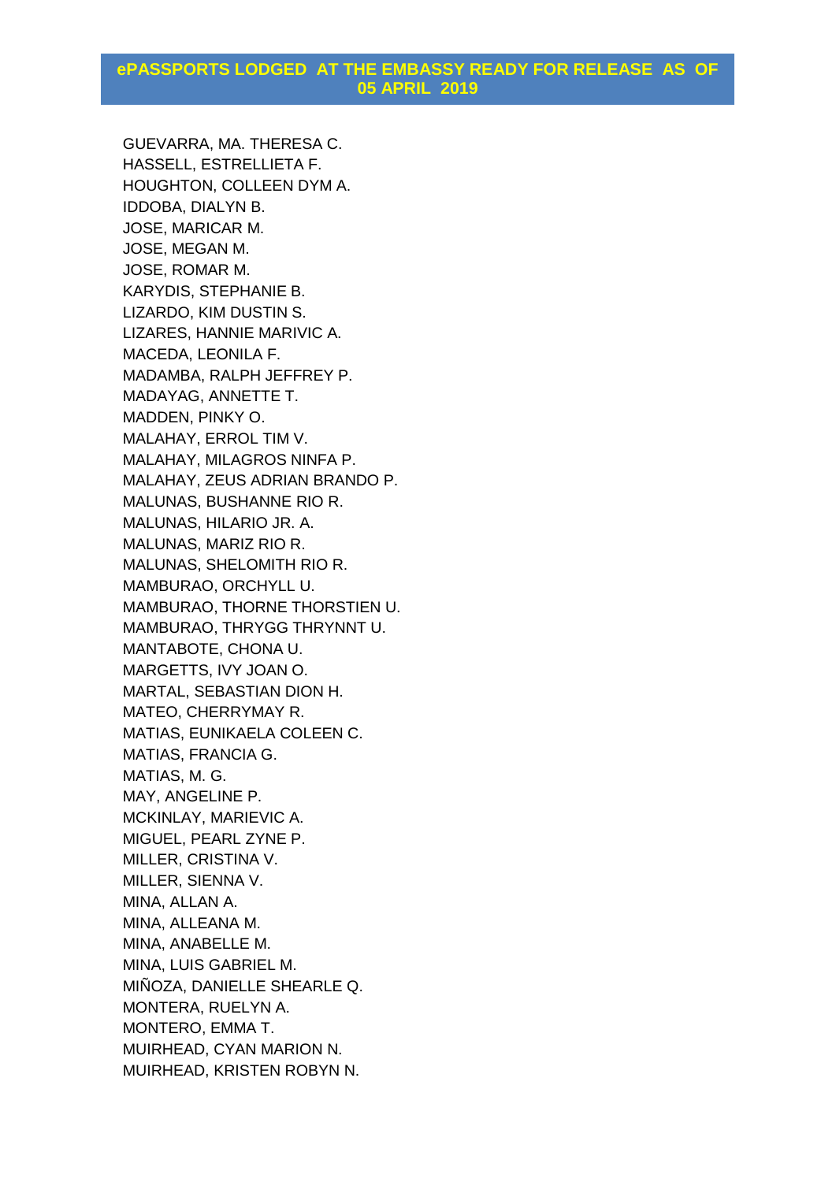## ePASSPORTS LODGED AT THE EMBASSY READY FOR RELEASE AS OF 05 APRIL 2019

GUEVARRA, MA. THERESA C.
HASSELL, ESTRELLIETA F.
HOUGHTON, COLLEEN DYM A.
IDDOBA, DIALYN B.
JOSE, MARICAR M.
JOSE, MEGAN M.
JOSE, ROMAR M.
KARYDIS, STEPHANIE B.
LIZARDO, KIM DUSTIN S.
LIZARES, HANNIE MARIVIC A.
MACEDA, LEONILA F.
MADAMBA, RALPH JEFFREY P.
MADAYAG, ANNETTE T.
MADDEN, PINKY O.
MALAHAY, ERROL TIM V.
MALAHAY, MILAGROS NINFA P.
MALAHAY, ZEUS ADRIAN BRANDO P.
MALUNAS, BUSHANNE RIO R.
MALUNAS, HILARIO JR. A.
MALUNAS, MARIZ RIO R.
MALUNAS, SHELOMITH RIO R.
MAMBURAO, ORCHYLL U.
MAMBURAO, THORNE THORSTIEN U.
MAMBURAO, THRYGG THRYNNT U.
MANTABOTE, CHONA U.
MARGETTS, IVY JOAN O.
MARTAL, SEBASTIAN DION H.
MATEO, CHERRYMAY R.
MATIAS, EUNIKAELA COLEEN C.
MATIAS, FRANCIA G.
MATIAS, M. G.
MAY, ANGELINE P.
MCKINLAY, MARIEVIC A.
MIGUEL, PEARL ZYNE P.
MILLER, CRISTINA V.
MILLER, SIENNA V.
MINA, ALLAN A.
MINA, ALLEANA M.
MINA, ANABELLE M.
MINA, LUIS GABRIEL M.
MIÑOZA, DANIELLE SHEARLE Q.
MONTERA, RUELYN A.
MONTERO, EMMA T.
MUIRHEAD, CYAN MARION N.
MUIRHEAD, KRISTEN ROBYN N.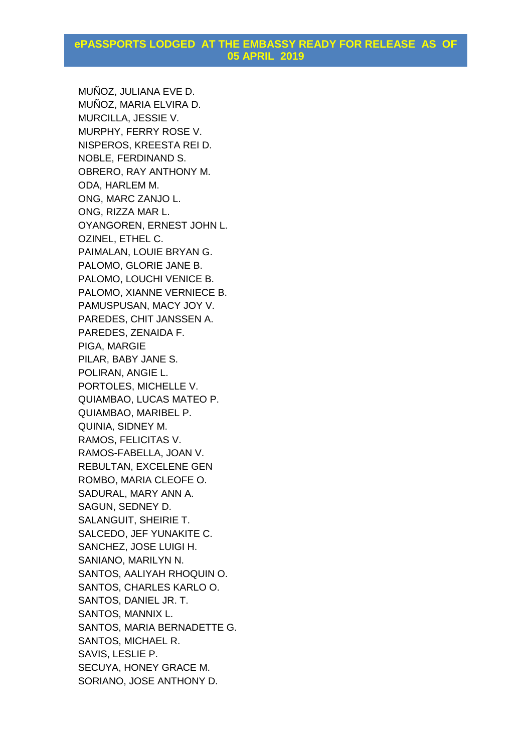## ePASSPORTS LODGED AT THE EMBASSY READY FOR RELEASE AS OF 05 APRIL 2019

MUÑOZ, JULIANA EVE D.
MUÑOZ, MARIA ELVIRA D.
MURCILLA, JESSIE V.
MURPHY, FERRY ROSE V.
NISPEROS, KREESTA REI D.
NOBLE, FERDINAND S.
OBRERO, RAY ANTHONY M.
ODA, HARLEM M.
ONG, MARC ZANJO L.
ONG, RIZZA MAR L.
OYANGOREN, ERNEST JOHN L.
OZINEL, ETHEL C.
PAIMALAN, LOUIE BRYAN G.
PALOMO, GLORIE JANE B.
PALOMO, LOUCHI VENICE B.
PALOMO, XIANNE VERNIECE B.
PAMUSPUSAN, MACY JOY V.
PAREDES, CHIT JANSSEN A.
PAREDES, ZENAIDA F.
PIGA, MARGIE
PILAR, BABY JANE S.
POLIRAN, ANGIE L.
PORTOLES, MICHELLE V.
QUIAMBAO, LUCAS MATEO P.
QUIAMBAO, MARIBEL P.
QUINIA, SIDNEY M.
RAMOS, FELICITAS V.
RAMOS-FABELLA, JOAN V.
REBULTAN, EXCELENE GEN
ROMBO, MARIA CLEOFE O.
SADURAL, MARY ANN A.
SAGUN, SEDNEY D.
SALANGUIT, SHEIRIE T.
SALCEDO, JEF YUNAKITE C.
SANCHEZ, JOSE LUIGI H.
SANIANO, MARILYN N.
SANTOS, AALIYAH RHOQUIN O.
SANTOS, CHARLES KARLO O.
SANTOS, DANIEL JR. T.
SANTOS, MANNIX L.
SANTOS, MARIA BERNADETTE G.
SANTOS, MICHAEL R.
SAVIS, LESLIE P.
SECUYA, HONEY GRACE M.
SORIANO, JOSE ANTHONY D.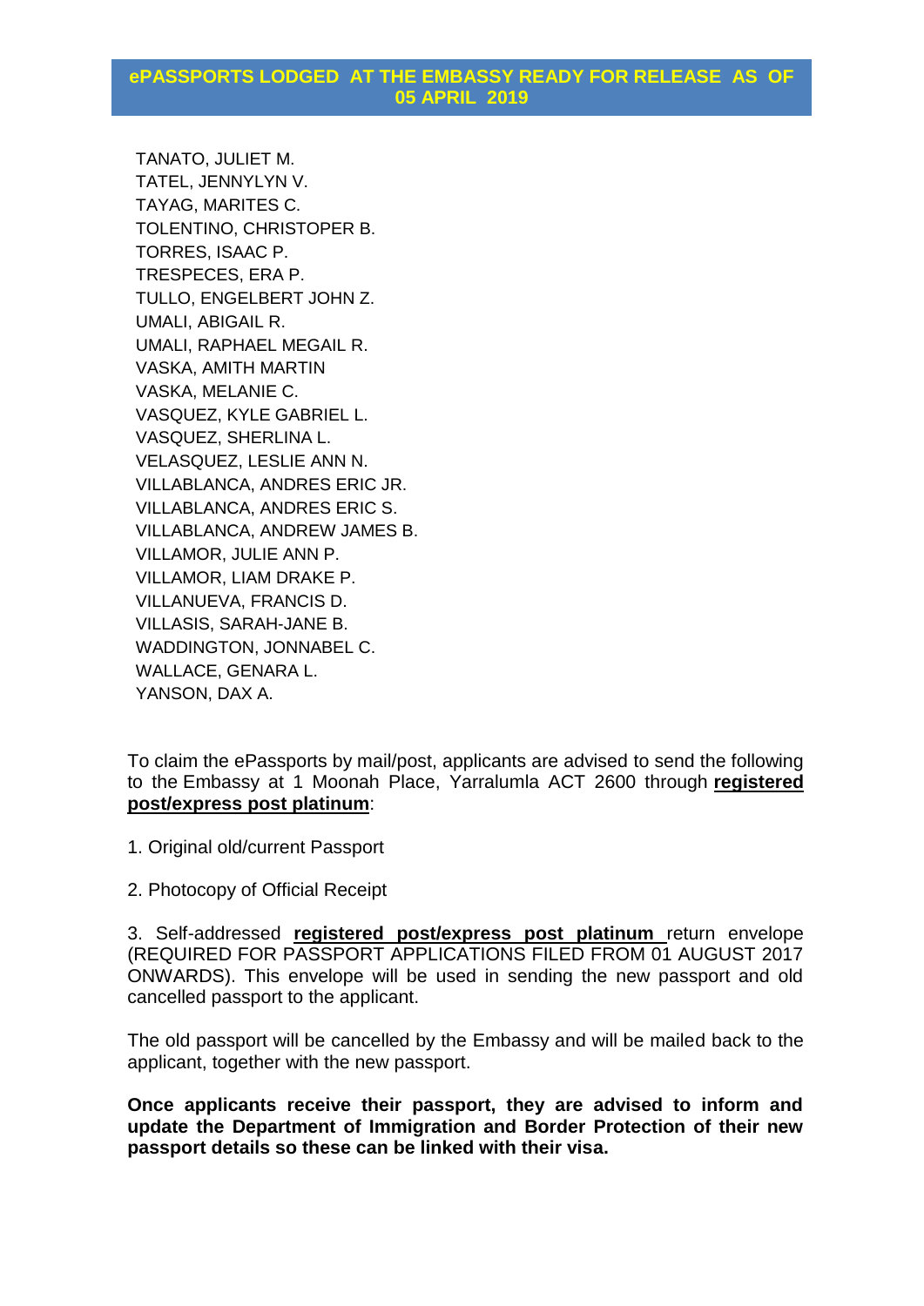## ePASSPORTS LODGED AT THE EMBASSY READY FOR RELEASE AS OF 05 APRIL 2019

TANATO, JULIET M.
TATEL, JENNYLYN V.
TAYAG, MARITES C.
TOLENTINO, CHRISTOPER B.
TORRES, ISAAC P.
TRESPECES, ERA P.
TULLO, ENGELBERT JOHN Z.
UMALI, ABIGAIL R.
UMALI, RAPHAEL MEGAIL R.
VASKA, AMITH MARTIN
VASKA, MELANIE C.
VASQUEZ, KYLE GABRIEL L.
VASQUEZ, SHERLINA L.
VELASQUEZ, LESLIE ANN N.
VILLABLANCA, ANDRES ERIC JR.
VILLABLANCA, ANDRES ERIC S.
VILLABLANCA, ANDREW JAMES B.
VILLAMOR, JULIE ANN P.
VILLAMOR, LIAM DRAKE P.
VILLANUEVA, FRANCIS D.
VILLASIS, SARAH-JANE B.
WADDINGTON, JONNABEL C.
WALLACE, GENARA L.
YANSON, DAX A.

To claim the ePassports by mail/post, applicants are advised to send the following to the Embassy at 1 Moonah Place, Yarralumla ACT 2600 through **registered post/express post platinum**:

1. Original old/current Passport

2. Photocopy of Official Receipt

3. Self-addressed **registered post/express post platinum** return envelope (REQUIRED FOR PASSPORT APPLICATIONS FILED FROM 01 AUGUST 2017 ONWARDS). This envelope will be used in sending the new passport and old cancelled passport to the applicant.

The old passport will be cancelled by the Embassy and will be mailed back to the applicant, together with the new passport.

**Once applicants receive their passport, they are advised to inform and update the Department of Immigration and Border Protection of their new passport details so these can be linked with their visa.**